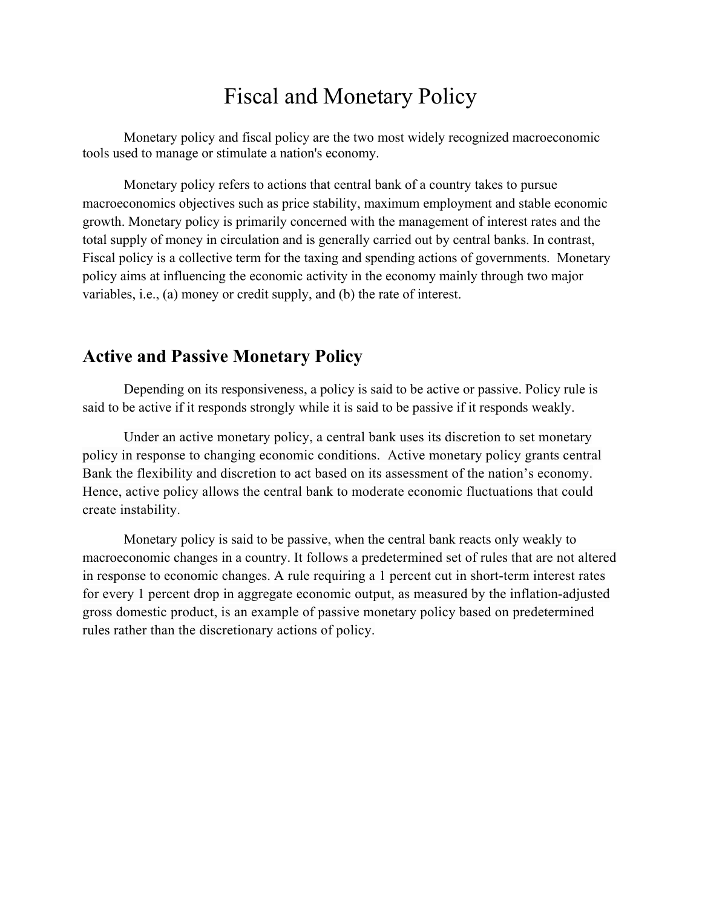# Fiscal and Monetary Policy

Monetary policy and fiscal policy are the two most widely recognized macroeconomic tools used to manage or stimulate a nation's economy.

Monetary policy refers to actions that central bank of a country takes to pursue macroeconomics objectives such as price stability, maximum employment and stable economic growth. Monetary policy is primarily concerned with the management of interest rates and the total supply of money in circulation and is generally carried out by central banks. In contrast, Fiscal policy is a collective term for the taxing and spending actions of governments. Monetary policy aims at influencing the economic activity in the economy mainly through two major variables, i.e., (a) money or credit supply, and (b) the rate of interest.

## Active and Passive Monetary Policy

Depending on its responsiveness, a policy is said to be active or passive. Policy rule is said to be active if it responds strongly while it is said to be passive if it responds weakly.

Under an active monetary policy, a central bank uses its discretion to set monetary policy in response to changing economic conditions. Active monetary policy grants central Bank the flexibility and discretion to act based on its assessment of the nation's economy. Hence, active policy allows the central bank to moderate economic fluctuations that could create instability.

Monetary policy is said to be passive, when the central bank reacts only weakly to macroeconomic changes in a country. It follows a predetermined set of rules that are not altered in response to economic changes. A rule requiring a 1 percent cut in short-term interest rates for every 1 percent drop in aggregate economic output, as measured by the inflation-adjusted gross domestic product, is an example of passive monetary policy based on predetermined rules rather than the discretionary actions of policy.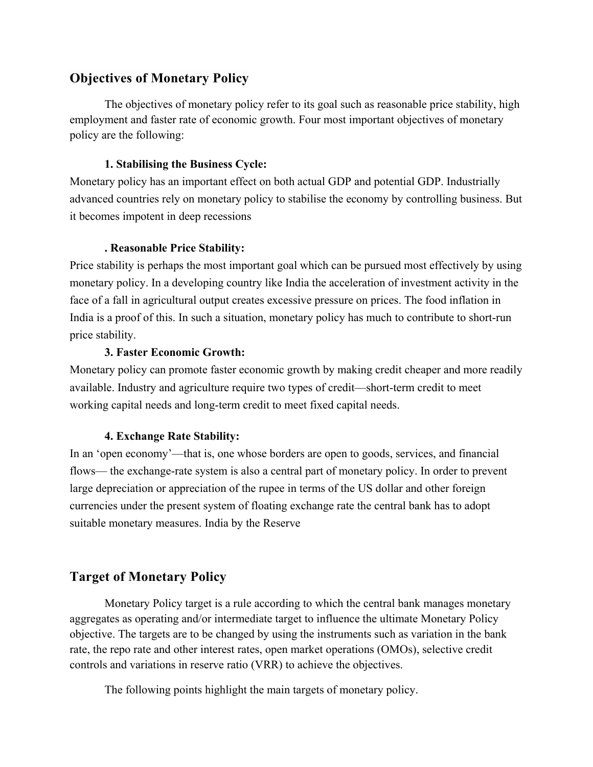## Objectives of Monetary Policy

The objectives of monetary policy refer to its goal such as reasonable price stability, high employment and faster rate of economic growth. Four most important objectives of monetary policy are the following:

**1. Stabilising the Business Cycle:**

Monetary policy has an important effect on both actual GDP and potential GDP. Industrially advanced countries rely on monetary policy to stabilise the economy by controlling business. But it becomes impotent in deep recessions

**. Reasonable Price Stability:**

Price stability is perhaps the most important goal which can be pursued most effectively by using monetary policy. In a developing country like India the acceleration of investment activity in the face of a fall in agricultural output creates excessive pressure on prices. The food inflation in India is a proof of this. In such a situation, monetary policy has much to contribute to short-run price stability.

**3. Faster Economic Growth:**

Monetary policy can promote faster economic growth by making credit cheaper and more readily available. Industry and agriculture require two types of credit—short-term credit to meet working capital needs and long-term credit to meet fixed capital needs.

**4. Exchange Rate Stability:**

In an 'open economy'—that is, one whose borders are open to goods, services, and financial flows— the exchange-rate system is also a central part of monetary policy. In order to prevent large depreciation or appreciation of the rupee in terms of the US dollar and other foreign currencies under the present system of floating exchange rate the central bank has to adopt suitable monetary measures. India by the Reserve

## Target of Monetary Policy

Monetary Policy target is a rule according to which the central bank manages monetary aggregates as operating and/or intermediate target to influence the ultimate Monetary Policy objective. The targets are to be changed by using the instruments such as variation in the bank rate, the repo rate and other interest rates, open market operations (OMOs), selective credit controls and variations in reserve ratio (VRR) to achieve the objectives.

The following points highlight the main targets of monetary policy.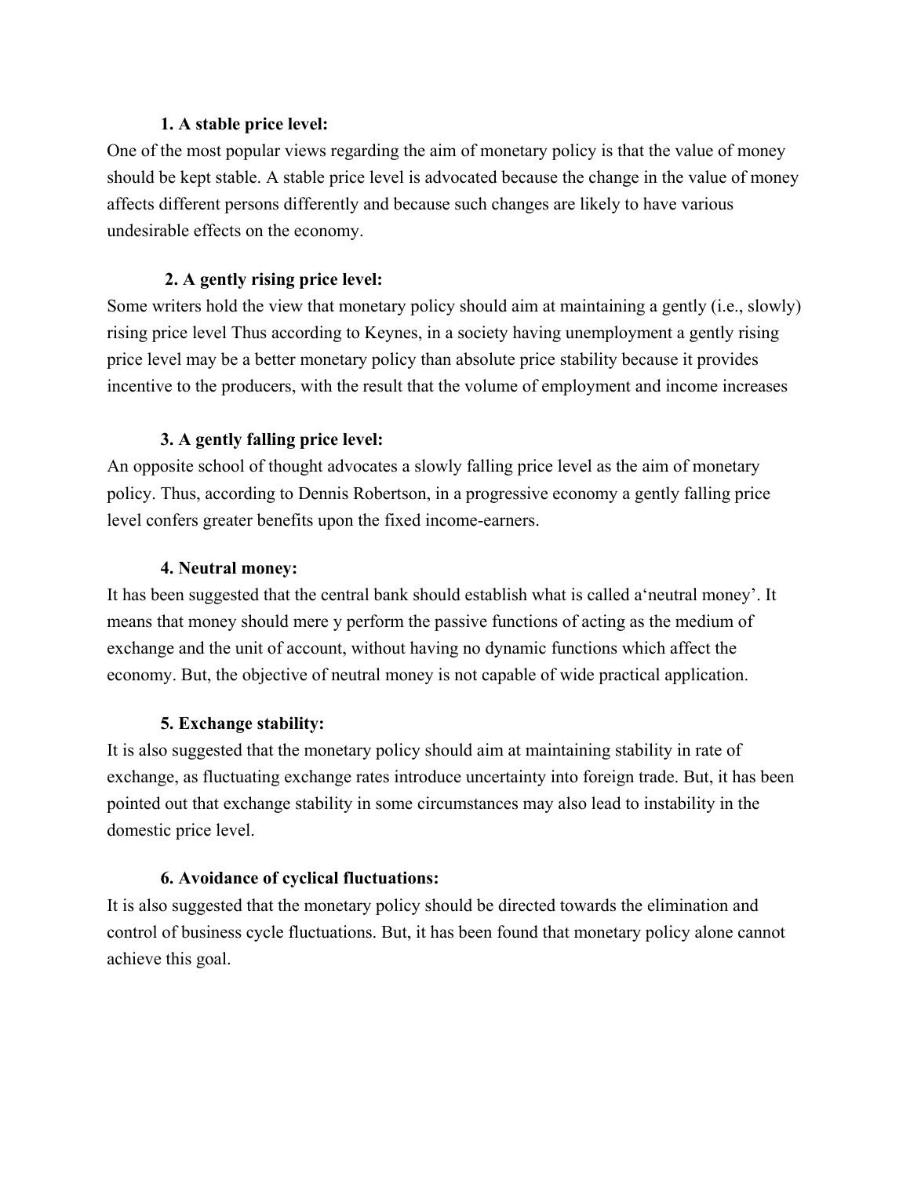**1. A stable price level:**

One of the most popular views regarding the aim of monetary policy is that the value of money should be kept stable. A stable price level is advocated because the change in the value of money affects different persons differently and because such changes are likely to have various undesirable effects on the economy.

**2. A gently rising price level:**

Some writers hold the view that monetary policy should aim at maintaining a gently (i.e., slowly) rising price level Thus according to Keynes, in a society having unemployment a gently rising price level may be a better monetary policy than absolute price stability because it provides incentive to the producers, with the result that the volume of employment and income increases

**3. A gently falling price level:**

An opposite school of thought advocates a slowly falling price level as the aim of monetary policy. Thus, according to Dennis Robertson, in a progressive economy a gently falling price level confers greater benefits upon the fixed income-earners.

**4. Neutral money:**

It has been suggested that the central bank should establish what is called a'neutral money'. It means that money should mere y perform the passive functions of acting as the medium of exchange and the unit of account, without having no dynamic functions which affect the economy. But, the objective of neutral money is not capable of wide practical application.

**5. Exchange stability:**

It is also suggested that the monetary policy should aim at maintaining stability in rate of exchange, as fluctuating exchange rates introduce uncertainty into foreign trade. But, it has been pointed out that exchange stability in some circumstances may also lead to instability in the domestic price level.

**6. Avoidance of cyclical fluctuations:**

It is also suggested that the monetary policy should be directed towards the elimination and control of business cycle fluctuations. But, it has been found that monetary policy alone cannot achieve this goal.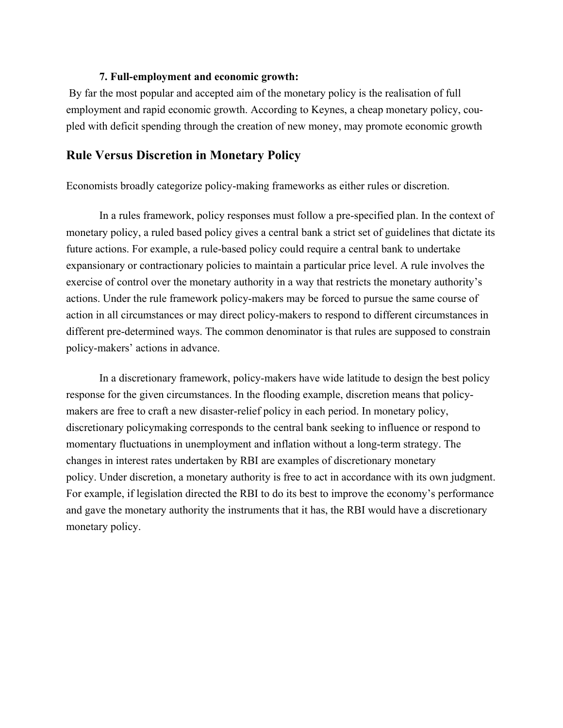**7. Full-employment and economic growth:**

By far the most popular and accepted aim of the monetary policy is the realisation of full employment and rapid economic growth. According to Keynes, a cheap monetary policy, coupled with deficit spending through the creation of new money, may promote economic growth

## Rule Versus Discretion in Monetary Policy

Economists broadly categorize policy-making frameworks as either rules or discretion.

In a rules framework, policy responses must follow a pre-specified plan. In the context of monetary policy, a ruled based policy gives a central bank a strict set of guidelines that dictate its future actions. For example, a rule-based policy could require a central bank to undertake expansionary or contractionary policies to maintain a particular price level. A rule involves the exercise of control over the monetary authority in a way that restricts the monetary authority's actions. Under the rule framework policy-makers may be forced to pursue the same course of action in all circumstances or may direct policy-makers to respond to different circumstances in different pre-determined ways. The common denominator is that rules are supposed to constrain policy-makers' actions in advance.

In a discretionary framework, policy-makers have wide latitude to design the best policy response for the given circumstances. In the flooding example, discretion means that policy-makers are free to craft a new disaster-relief policy in each period. In monetary policy, discretionary policymaking corresponds to the central bank seeking to influence or respond to momentary fluctuations in unemployment and inflation without a long-term strategy. The changes in interest rates undertaken by RBI are examples of discretionary monetary policy. Under discretion, a monetary authority is free to act in accordance with its own judgment. For example, if legislation directed the RBI to do its best to improve the economy's performance and gave the monetary authority the instruments that it has, the RBI would have a discretionary monetary policy.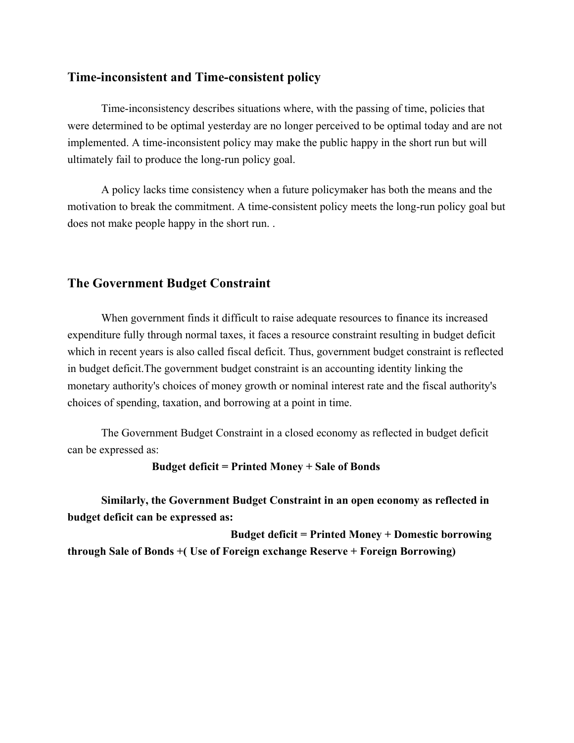## Time-inconsistent and Time-consistent policy

Time-inconsistency describes situations where, with the passing of time, policies that were determined to be optimal yesterday are no longer perceived to be optimal today and are not implemented. A time-inconsistent policy may make the public happy in the short run but will ultimately fail to produce the long-run policy goal.

A policy lacks time consistency when a future policymaker has both the means and the motivation to break the commitment. A time-consistent policy meets the long-run policy goal but does not make people happy in the short run. .

## The Government Budget Constraint

When government finds it difficult to raise adequate resources to finance its increased expenditure fully through normal taxes, it faces a resource constraint resulting in budget deficit which in recent years is also called fiscal deficit. Thus, government budget constraint is reflected in budget deficit.The government budget constraint is an accounting identity linking the monetary authority's choices of money growth or nominal interest rate and the fiscal authority's choices of spending, taxation, and borrowing at a point in time.

The Government Budget Constraint in a closed economy as reflected in budget deficit can be expressed as:

**Budget deficit = Printed Money + Sale of Bonds**

**Similarly, the Government Budget Constraint in an open economy as reflected in budget deficit can be expressed as:**

**Budget deficit = Printed Money + Domestic borrowing through Sale of Bonds +( Use of Foreign exchange Reserve + Foreign Borrowing)**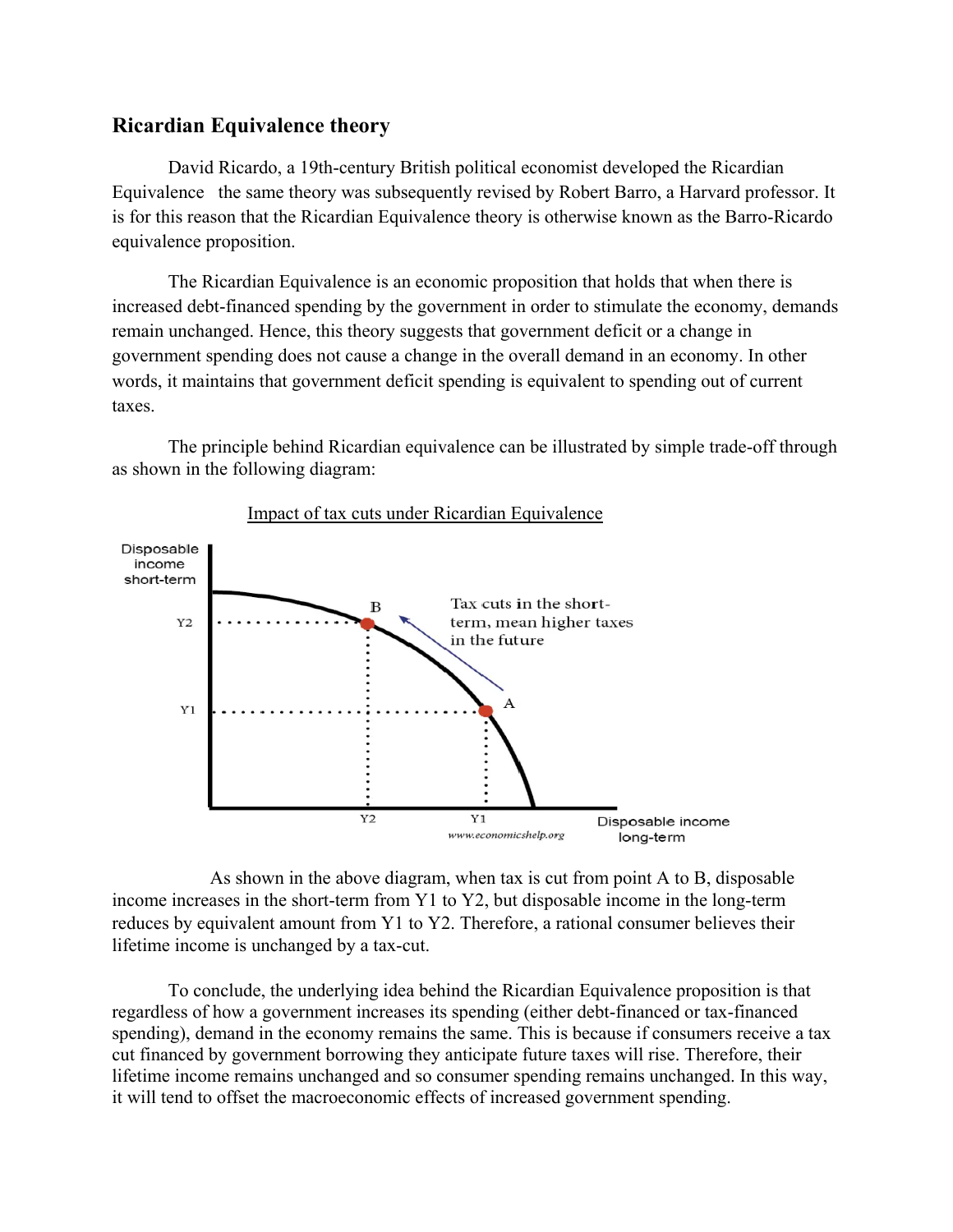## Ricardian Equivalence theory

David Ricardo, a 19th-century British political economist developed the Ricardian Equivalence the same theory was subsequently revised by Robert Barro, a Harvard professor. It is for this reason that the Ricardian Equivalence theory is otherwise known as the Barro-Ricardo equivalence proposition.

The Ricardian Equivalence is an economic proposition that holds that when there is increased debt-financed spending by the government in order to stimulate the economy, demands remain unchanged. Hence, this theory suggests that government deficit or a change in government spending does not cause a change in the overall demand in an economy. In other words, it maintains that government deficit spending is equivalent to spending out of current taxes.

The principle behind Ricardian equivalence can be illustrated by simple trade-off through as shown in the following diagram:

Impact of tax cuts under Ricardian Equivalence

Disposable income short-term

Y2

Y1

B

A

Tax cuts in the short-term, mean higher taxes in the future

Y2 Y1 Disposable income long-term

www.economicshelp.org

As shown in the above diagram, when tax is cut from point A to B, disposable income increases in the short-term from Y1 to Y2, but disposable income in the long-term reduces by equivalent amount from Y1 to Y2. Therefore, a rational consumer believes their lifetime income is unchanged by a tax-cut.

To conclude, the underlying idea behind the Ricardian Equivalence proposition is that regardless of how a government increases its spending (either debt-financed or tax-financed spending), demand in the economy remains the same. This is because if consumers receive a tax cut financed by government borrowing they anticipate future taxes will rise. Therefore, their lifetime income remains unchanged and so consumer spending remains unchanged. In this way, it will tend to offset the macroeconomic effects of increased government spending.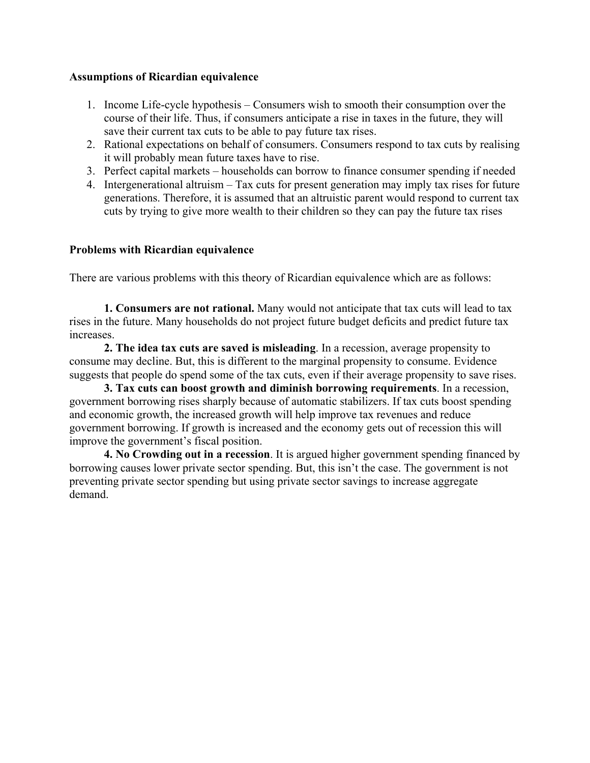**Assumptions of Ricardian equivalence**

1. Income Life-cycle hypothesis – Consumers wish to smooth their consumption over the course of their life. Thus, if consumers anticipate a rise in taxes in the future, they will save their current tax cuts to be able to pay future tax rises.
2. Rational expectations on behalf of consumers. Consumers respond to tax cuts by realising it will probably mean future taxes have to rise.
3. Perfect capital markets – households can borrow to finance consumer spending if needed
4. Intergenerational altruism – Tax cuts for present generation may imply tax rises for future generations. Therefore, it is assumed that an altruistic parent would respond to current tax cuts by trying to give more wealth to their children so they can pay the future tax rises

**Problems with Ricardian equivalence**

There are various problems with this theory of Ricardian equivalence which are as follows:

**1. Consumers are not rational.** Many would not anticipate that tax cuts will lead to tax rises in the future. Many households do not project future budget deficits and predict future tax increases.

**2. The idea tax cuts are saved is misleading**. In a recession, average propensity to consume may decline. But, this is different to the marginal propensity to consume. Evidence suggests that people do spend some of the tax cuts, even if their average propensity to save rises.

**3. Tax cuts can boost growth and diminish borrowing requirements**. In a recession, government borrowing rises sharply because of automatic stabilizers. If tax cuts boost spending and economic growth, the increased growth will help improve tax revenues and reduce government borrowing. If growth is increased and the economy gets out of recession this will improve the government's fiscal position.

**4. No Crowding out in a recession**. It is argued higher government spending financed by borrowing causes lower private sector spending. But, this isn't the case. The government is not preventing private sector spending but using private sector savings to increase aggregate demand.